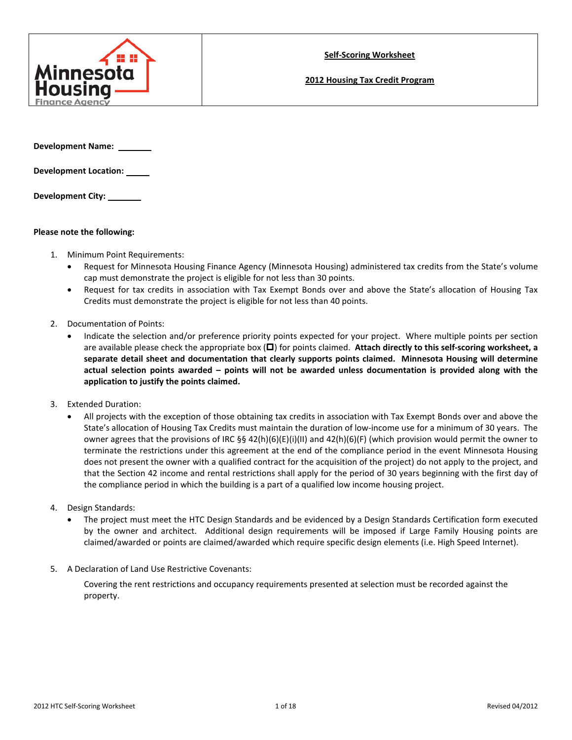**Self-Scoring Worksheet**

**2012 Housing Tax Credit Program**

**Development Name:** \_\_\_\_\_\_\_\_

**Development Location:** \_\_\_\_\_\_

**Development City:** \_\_\_\_\_\_\_\_

**Please note the following:**

1. Minimum Point Requirements:
   - Request for Minnesota Housing Finance Agency (Minnesota Housing) administered tax credits from the State's volume cap must demonstrate the project is eligible for not less than 30 points.
   - Request for tax credits in association with Tax Exempt Bonds over and above the State's allocation of Housing Tax Credits must demonstrate the project is eligible for not less than 40 points.

2. Documentation of Points:
   - Indicate the selection and/or preference priority points expected for your project. Where multiple points per section are available please check the appropriate box (☐) for points claimed. **Attach directly to this self-scoring worksheet, a separate detail sheet and documentation that clearly supports points claimed. Minnesota Housing will determine actual selection points awarded – points will not be awarded unless documentation is provided along with the application to justify the points claimed.**

3. Extended Duration:
   - All projects with the exception of those obtaining tax credits in association with Tax Exempt Bonds over and above the State's allocation of Housing Tax Credits must maintain the duration of low-income use for a minimum of 30 years. The owner agrees that the provisions of IRC §§ 42(h)(6)(E)(i)(II) and 42(h)(6)(F) (which provision would permit the owner to terminate the restrictions under this agreement at the end of the compliance period in the event Minnesota Housing does not present the owner with a qualified contract for the acquisition of the project) do not apply to the project, and that the Section 42 income and rental restrictions shall apply for the period of 30 years beginning with the first day of the compliance period in which the building is a part of a qualified low income housing project.

4. Design Standards:
   - The project must meet the HTC Design Standards and be evidenced by a Design Standards Certification form executed by the owner and architect. Additional design requirements will be imposed if Large Family Housing points are claimed/awarded or points are claimed/awarded which require specific design elements (i.e. High Speed Internet).

5. A Declaration of Land Use Restrictive Covenants:

   Covering the rent restrictions and occupancy requirements presented at selection must be recorded against the property.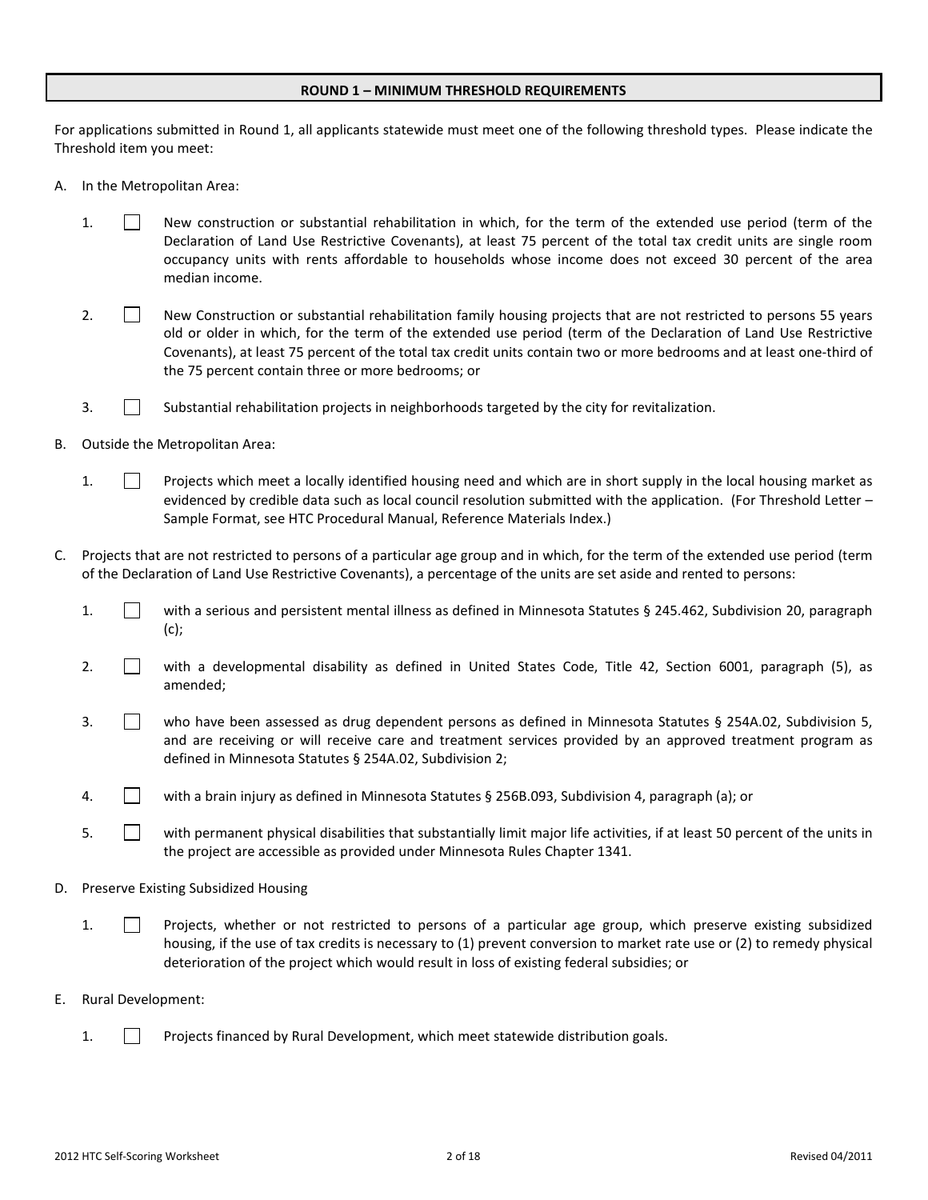## ROUND 1 – MINIMUM THRESHOLD REQUIREMENTS

For applications submitted in Round 1, all applicants statewide must meet one of the following threshold types. Please indicate the Threshold item you meet:

A. In the Metropolitan Area:

1. ☐ New construction or substantial rehabilitation in which, for the term of the extended use period (term of the Declaration of Land Use Restrictive Covenants), at least 75 percent of the total tax credit units are single room occupancy units with rents affordable to households whose income does not exceed 30 percent of the area median income.

2. ☐ New Construction or substantial rehabilitation family housing projects that are not restricted to persons 55 years old or older in which, for the term of the extended use period (term of the Declaration of Land Use Restrictive Covenants), at least 75 percent of the total tax credit units contain two or more bedrooms and at least one-third of the 75 percent contain three or more bedrooms; or

3. ☐ Substantial rehabilitation projects in neighborhoods targeted by the city for revitalization.

B. Outside the Metropolitan Area:

1. ☐ Projects which meet a locally identified housing need and which are in short supply in the local housing market as evidenced by credible data such as local council resolution submitted with the application. (For Threshold Letter – Sample Format, see HTC Procedural Manual, Reference Materials Index.)

C. Projects that are not restricted to persons of a particular age group and in which, for the term of the extended use period (term of the Declaration of Land Use Restrictive Covenants), a percentage of the units are set aside and rented to persons:

1. ☐ with a serious and persistent mental illness as defined in Minnesota Statutes § 245.462, Subdivision 20, paragraph (c);

2. ☐ with a developmental disability as defined in United States Code, Title 42, Section 6001, paragraph (5), as amended;

3. ☐ who have been assessed as drug dependent persons as defined in Minnesota Statutes § 254A.02, Subdivision 5, and are receiving or will receive care and treatment services provided by an approved treatment program as defined in Minnesota Statutes § 254A.02, Subdivision 2;

4. ☐ with a brain injury as defined in Minnesota Statutes § 256B.093, Subdivision 4, paragraph (a); or

5. ☐ with permanent physical disabilities that substantially limit major life activities, if at least 50 percent of the units in the project are accessible as provided under Minnesota Rules Chapter 1341.

D. Preserve Existing Subsidized Housing

1. ☐ Projects, whether or not restricted to persons of a particular age group, which preserve existing subsidized housing, if the use of tax credits is necessary to (1) prevent conversion to market rate use or (2) to remedy physical deterioration of the project which would result in loss of existing federal subsidies; or

E. Rural Development:

1. ☐ Projects financed by Rural Development, which meet statewide distribution goals.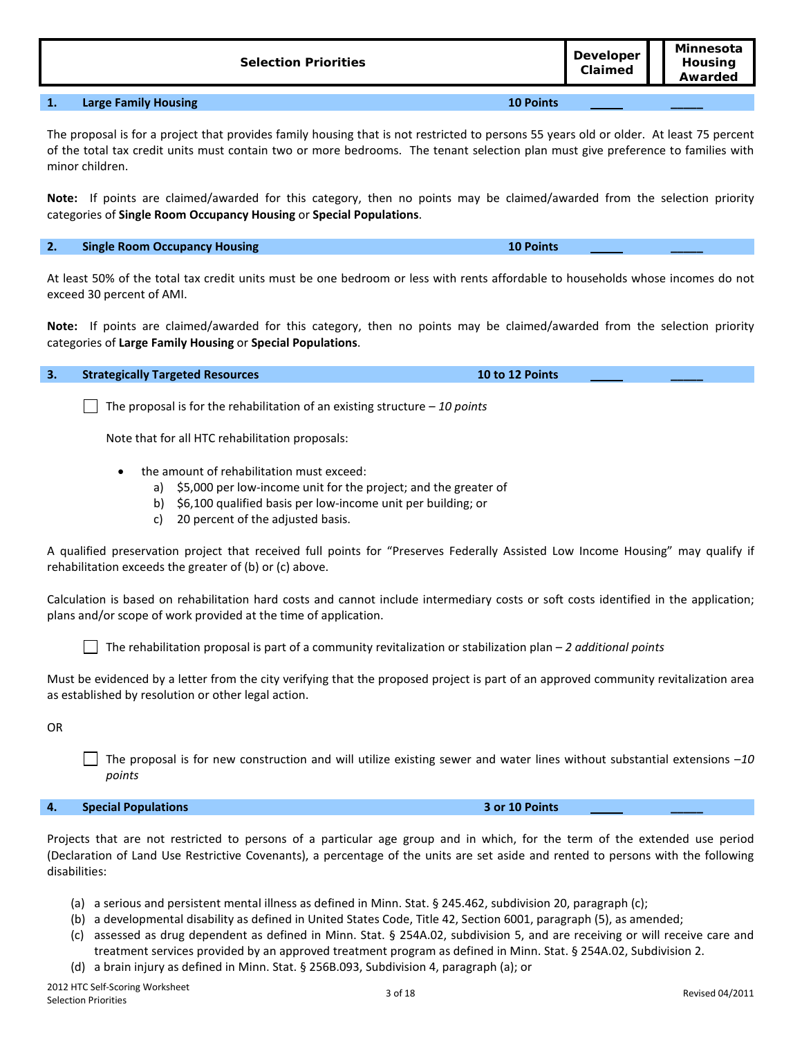| Selection Priorities | | Developer Claimed | Minnesota Housing Awarded |
|---|---|---|---|
| **1. Large Family Housing** | **10 Points** | _____ | _____ |

The proposal is for a project that provides family housing that is not restricted to persons 55 years old or older. At least 75 percent of the total tax credit units must contain two or more bedrooms. The tenant selection plan must give preference to families with minor children.

**Note:** If points are claimed/awarded for this category, then no points may be claimed/awarded from the selection priority categories of **Single Room Occupancy Housing** or **Special Populations**.

| | | | |
|---|---|---|---|
| **2. Single Room Occupancy Housing** | **10 Points** | _____ | _____ |

At least 50% of the total tax credit units must be one bedroom or less with rents affordable to households whose incomes do not exceed 30 percent of AMI.

**Note:** If points are claimed/awarded for this category, then no points may be claimed/awarded from the selection priority categories of **Large Family Housing** or **Special Populations**.

| | | | |
|---|---|---|---|
| **3. Strategically Targeted Resources** | **10 to 12 Points** | _____ | _____ |

☐ The proposal is for the rehabilitation of an existing structure – *10 points*

Note that for all HTC rehabilitation proposals:

- the amount of rehabilitation must exceed:
  a) $5,000 per low-income unit for the project; and the greater of
  b) $6,100 qualified basis per low-income unit per building; or
  c) 20 percent of the adjusted basis.

A qualified preservation project that received full points for "Preserves Federally Assisted Low Income Housing" may qualify if rehabilitation exceeds the greater of (b) or (c) above.

Calculation is based on rehabilitation hard costs and cannot include intermediary costs or soft costs identified in the application; plans and/or scope of work provided at the time of application.

☐ The rehabilitation proposal is part of a community revitalization or stabilization plan – *2 additional points*

Must be evidenced by a letter from the city verifying that the proposed project is part of an approved community revitalization area as established by resolution or other legal action.

OR

☐ The proposal is for new construction and will utilize existing sewer and water lines without substantial extensions –*10 points*

| | | | |
|---|---|---|---|
| **4. Special Populations** | **3 or 10 Points** | _____ | _____ |

Projects that are not restricted to persons of a particular age group and in which, for the term of the extended use period (Declaration of Land Use Restrictive Covenants), a percentage of the units are set aside and rented to persons with the following disabilities:

(a) a serious and persistent mental illness as defined in Minn. Stat. § 245.462, subdivision 20, paragraph (c);
(b) a developmental disability as defined in United States Code, Title 42, Section 6001, paragraph (5), as amended;
(c) assessed as drug dependent as defined in Minn. Stat. § 254A.02, subdivision 5, and are receiving or will receive care and treatment services provided by an approved treatment program as defined in Minn. Stat. § 254A.02, Subdivision 2.
(d) a brain injury as defined in Minn. Stat. § 256B.093, Subdivision 4, paragraph (a); or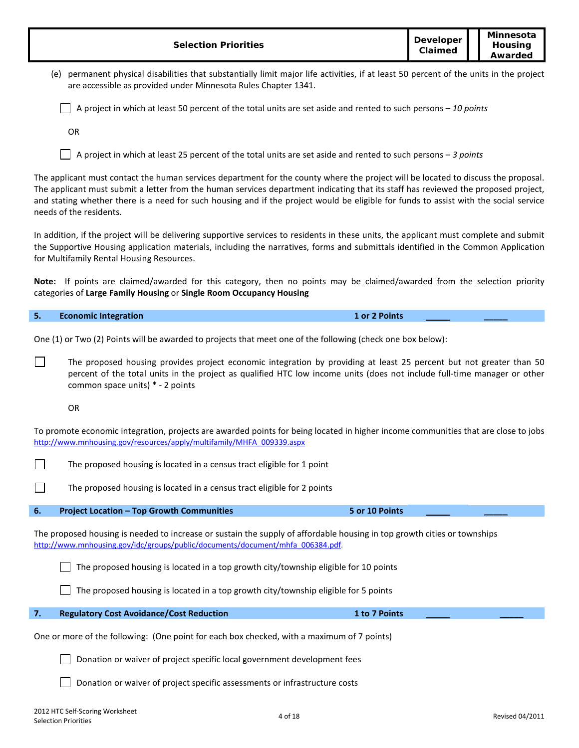| Selection Priorities | Developer Claimed | Minnesota Housing Awarded |
|---|---|---|

(e) permanent physical disabilities that substantially limit major life activities, if at least 50 percent of the units in the project are accessible as provided under Minnesota Rules Chapter 1341.

☐ A project in which at least 50 percent of the total units are set aside and rented to such persons – *10 points*

OR

☐ A project in which at least 25 percent of the total units are set aside and rented to such persons – *3 points*

The applicant must contact the human services department for the county where the project will be located to discuss the proposal. The applicant must submit a letter from the human services department indicating that its staff has reviewed the proposed project, and stating whether there is a need for such housing and if the project would be eligible for funds to assist with the social service needs of the residents.

In addition, if the project will be delivering supportive services to residents in these units, the applicant must complete and submit the Supportive Housing application materials, including the narratives, forms and submittals identified in the Common Application for Multifamily Rental Housing Resources.

**Note:** If points are claimed/awarded for this category, then no points may be claimed/awarded from the selection priority categories of **Large Family Housing** or **Single Room Occupancy Housing**

| 5. | Economic Integration | 1 or 2 Points | _____ | _____ |
|---|---|---|---|---|

One (1) or Two (2) Points will be awarded to projects that meet one of the following (check one box below):

☐ The proposed housing provides project economic integration by providing at least 25 percent but not greater than 50 percent of the total units in the project as qualified HTC low income units (does not include full-time manager or other common space units) * - 2 points

OR

To promote economic integration, projects are awarded points for being located in higher income communities that are close to jobs http://www.mnhousing.gov/resources/apply/multifamily/MHFA_009339.aspx

☐ The proposed housing is located in a census tract eligible for 1 point

☐ The proposed housing is located in a census tract eligible for 2 points

| 6. | Project Location – Top Growth Communities | 5 or 10 Points | _____ | _____ |
|---|---|---|---|---|

The proposed housing is needed to increase or sustain the supply of affordable housing in top growth cities or townships http://www.mnhousing.gov/idc/groups/public/documents/document/mhfa_006384.pdf.

☐ The proposed housing is located in a top growth city/township eligible for 10 points

☐ The proposed housing is located in a top growth city/township eligible for 5 points

| 7. | Regulatory Cost Avoidance/Cost Reduction | 1 to 7 Points | _____ | _____ |
|---|---|---|---|---|

One or more of the following: (One point for each box checked, with a maximum of 7 points)

☐ Donation or waiver of project specific local government development fees

☐ Donation or waiver of project specific assessments or infrastructure costs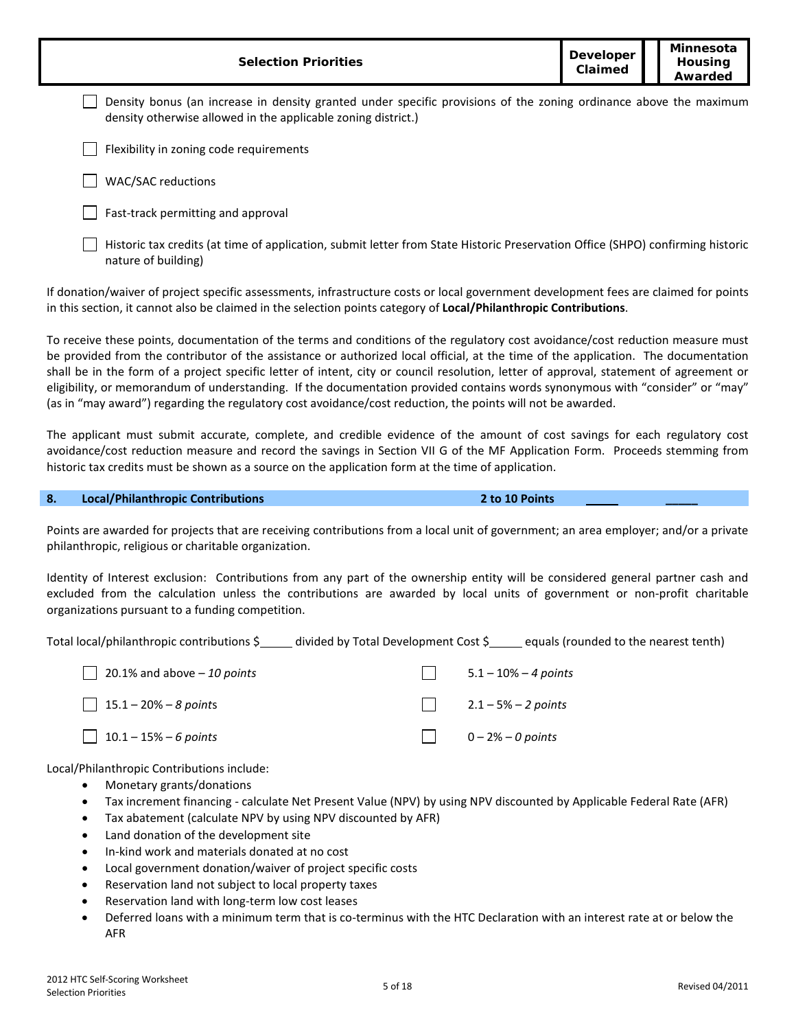| Selection Priorities | Developer Claimed | Minnesota Housing Awarded |
|---|---|---|

☐ Density bonus (an increase in density granted under specific provisions of the zoning ordinance above the maximum density otherwise allowed in the applicable zoning district.)

☐ Flexibility in zoning code requirements

☐ WAC/SAC reductions

☐ Fast-track permitting and approval

☐ Historic tax credits (at time of application, submit letter from State Historic Preservation Office (SHPO) confirming historic nature of building)

If donation/waiver of project specific assessments, infrastructure costs or local government development fees are claimed for points in this section, it cannot also be claimed in the selection points category of **Local/Philanthropic Contributions**.

To receive these points, documentation of the terms and conditions of the regulatory cost avoidance/cost reduction measure must be provided from the contributor of the assistance or authorized local official, at the time of the application. The documentation shall be in the form of a project specific letter of intent, city or council resolution, letter of approval, statement of agreement or eligibility, or memorandum of understanding. If the documentation provided contains words synonymous with "consider" or "may" (as in "may award") regarding the regulatory cost avoidance/cost reduction, the points will not be awarded.

The applicant must submit accurate, complete, and credible evidence of the amount of cost savings for each regulatory cost avoidance/cost reduction measure and record the savings in Section VII G of the MF Application Form. Proceeds stemming from historic tax credits must be shown as a source on the application form at the time of application.

## 8. Local/Philanthropic Contributions — 2 to 10 Points _____ _____

Points are awarded for projects that are receiving contributions from a local unit of government; an area employer; and/or a private philanthropic, religious or charitable organization.

Identity of Interest exclusion: Contributions from any part of the ownership entity will be considered general partner cash and excluded from the calculation unless the contributions are awarded by local units of government or non-profit charitable organizations pursuant to a funding competition.

Total local/philanthropic contributions $_____ divided by Total Development Cost $_____ equals (rounded to the nearest tenth)

☐ 20.1% and above – *10 points*

☐ 15.1 – 20% – *8 points*

☐ 10.1 – 15% – *6 points*

☐ 5.1 – 10% – *4 points*

☐ 2.1 – 5% – *2 points*

☐ 0 – 2% – *0 points*

Local/Philanthropic Contributions include:

- Monetary grants/donations
- Tax increment financing - calculate Net Present Value (NPV) by using NPV discounted by Applicable Federal Rate (AFR)
- Tax abatement (calculate NPV by using NPV discounted by AFR)
- Land donation of the development site
- In-kind work and materials donated at no cost
- Local government donation/waiver of project specific costs
- Reservation land not subject to local property taxes
- Reservation land with long-term low cost leases
- Deferred loans with a minimum term that is co-terminus with the HTC Declaration with an interest rate at or below the AFR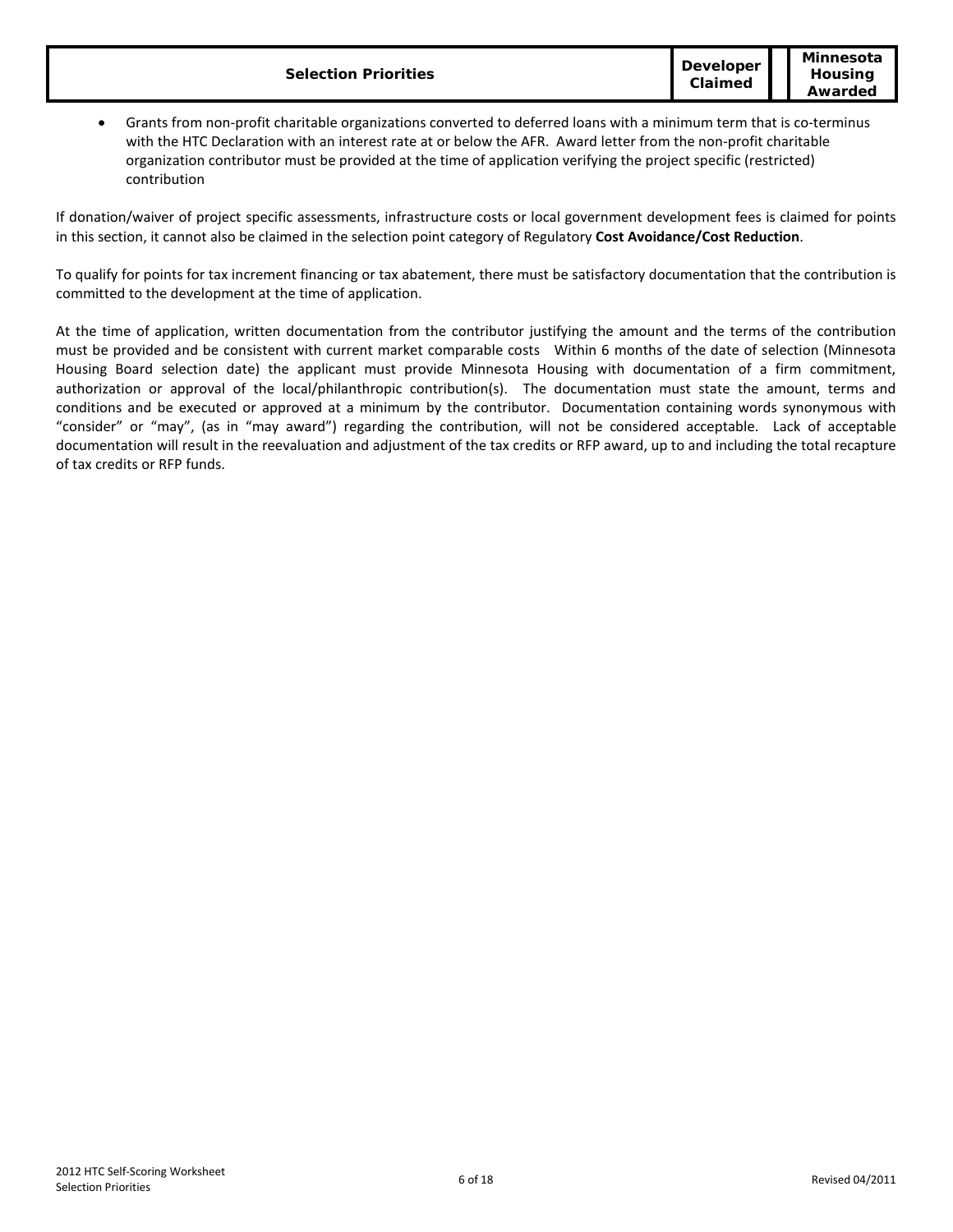| Selection Priorities | Developer Claimed | | Minnesota Housing Awarded |
|---|---|---|---|

- Grants from non-profit charitable organizations converted to deferred loans with a minimum term that is co-terminus with the HTC Declaration with an interest rate at or below the AFR. Award letter from the non-profit charitable organization contributor must be provided at the time of application verifying the project specific (restricted) contribution

If donation/waiver of project specific assessments, infrastructure costs or local government development fees is claimed for points in this section, it cannot also be claimed in the selection point category of Regulatory **Cost Avoidance/Cost Reduction**.

To qualify for points for tax increment financing or tax abatement, there must be satisfactory documentation that the contribution is committed to the development at the time of application.

At the time of application, written documentation from the contributor justifying the amount and the terms of the contribution must be provided and be consistent with current market comparable costs Within 6 months of the date of selection (Minnesota Housing Board selection date) the applicant must provide Minnesota Housing with documentation of a firm commitment, authorization or approval of the local/philanthropic contribution(s). The documentation must state the amount, terms and conditions and be executed or approved at a minimum by the contributor. Documentation containing words synonymous with "consider" or "may", (as in "may award") regarding the contribution, will not be considered acceptable. Lack of acceptable documentation will result in the reevaluation and adjustment of the tax credits or RFP award, up to and including the total recapture of tax credits or RFP funds.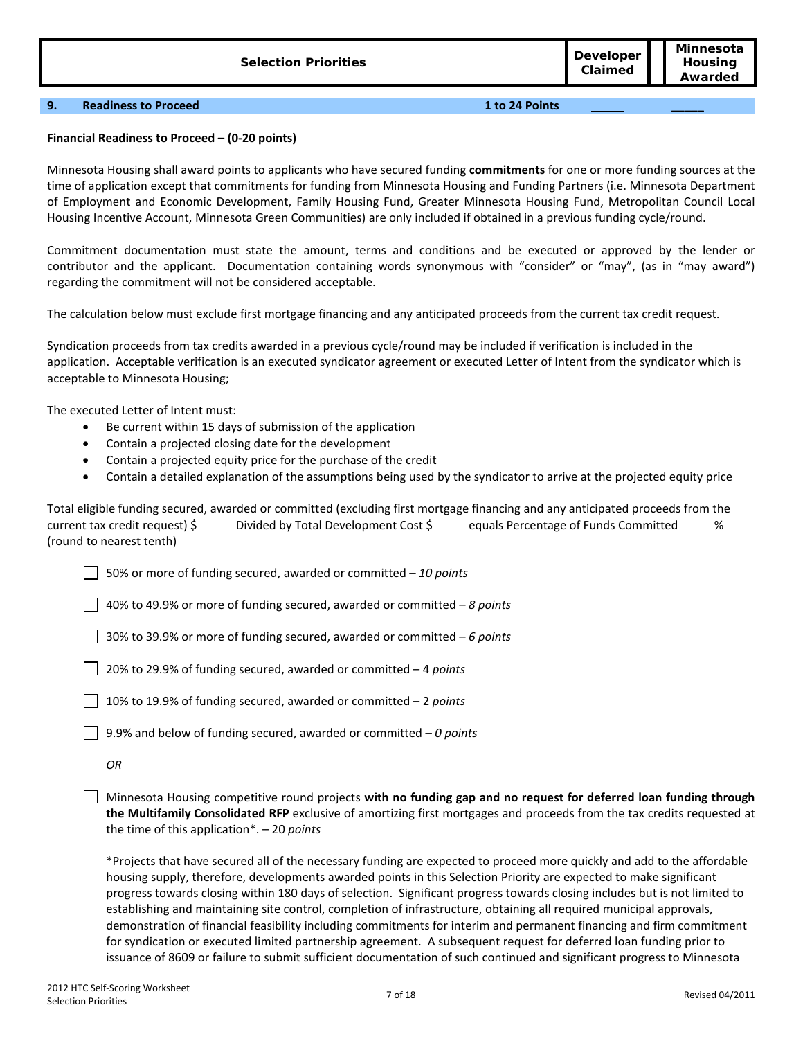| Selection Priorities | Developer Claimed | Minnesota Housing Awarded |
|---|---|---|

**9. Readiness to Proceed** **1 to 24 Points** _____ _____

**Financial Readiness to Proceed – (0-20 points)**

Minnesota Housing shall award points to applicants who have secured funding **commitments** for one or more funding sources at the time of application except that commitments for funding from Minnesota Housing and Funding Partners (i.e. Minnesota Department of Employment and Economic Development, Family Housing Fund, Greater Minnesota Housing Fund, Metropolitan Council Local Housing Incentive Account, Minnesota Green Communities) are only included if obtained in a previous funding cycle/round.

Commitment documentation must state the amount, terms and conditions and be executed or approved by the lender or contributor and the applicant. Documentation containing words synonymous with "consider" or "may", (as in "may award") regarding the commitment will not be considered acceptable.

The calculation below must exclude first mortgage financing and any anticipated proceeds from the current tax credit request.

Syndication proceeds from tax credits awarded in a previous cycle/round may be included if verification is included in the application. Acceptable verification is an executed syndicator agreement or executed Letter of Intent from the syndicator which is acceptable to Minnesota Housing;

The executed Letter of Intent must:

- Be current within 15 days of submission of the application
- Contain a projected closing date for the development
- Contain a projected equity price for the purchase of the credit
- Contain a detailed explanation of the assumptions being used by the syndicator to arrive at the projected equity price

Total eligible funding secured, awarded or committed (excluding first mortgage financing and any anticipated proceeds from the current tax credit request) $_____ Divided by Total Development Cost $_____ equals Percentage of Funds Committed _____% (round to nearest tenth)

☐ 50% or more of funding secured, awarded or committed – *10 points*

☐ 40% to 49.9% or more of funding secured, awarded or committed – *8 points*

☐ 30% to 39.9% or more of funding secured, awarded or committed – *6 points*

☐ 20% to 29.9% of funding secured, awarded or committed – 4 *points*

☐ 10% to 19.9% of funding secured, awarded or committed – 2 *points*

☐ 9.9% and below of funding secured, awarded or committed – *0 points*

*OR*

☐ Minnesota Housing competitive round projects **with no funding gap and no request for deferred loan funding through the Multifamily Consolidated RFP** exclusive of amortizing first mortgages and proceeds from the tax credits requested at the time of this application*. – 20 *points*

*Projects that have secured all of the necessary funding are expected to proceed more quickly and add to the affordable housing supply, therefore, developments awarded points in this Selection Priority are expected to make significant progress towards closing within 180 days of selection. Significant progress towards closing includes but is not limited to establishing and maintaining site control, completion of infrastructure, obtaining all required municipal approvals, demonstration of financial feasibility including commitments for interim and permanent financing and firm commitment for syndication or executed limited partnership agreement. A subsequent request for deferred loan funding prior to issuance of 8609 or failure to submit sufficient documentation of such continued and significant progress to Minnesota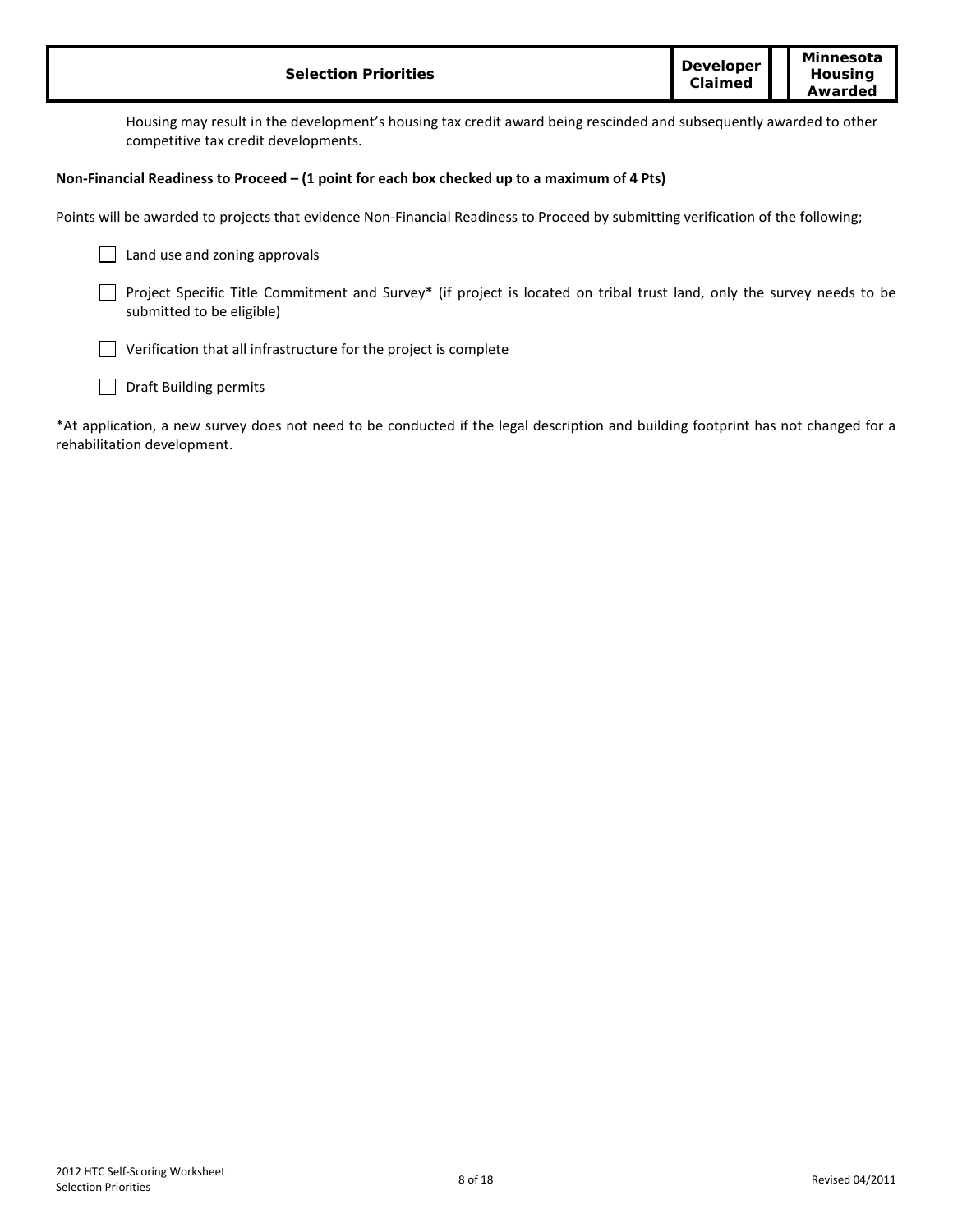| Selection Priorities | Developer Claimed | | Minnesota Housing Awarded |
|---|---|---|---|

Housing may result in the development's housing tax credit award being rescinded and subsequently awarded to other competitive tax credit developments.

**Non-Financial Readiness to Proceed – (1 point for each box checked up to a maximum of 4 Pts)**

Points will be awarded to projects that evidence Non-Financial Readiness to Proceed by submitting verification of the following;

☐ Land use and zoning approvals

☐ Project Specific Title Commitment and Survey* (if project is located on tribal trust land, only the survey needs to be submitted to be eligible)

☐ Verification that all infrastructure for the project is complete

☐ Draft Building permits

*At application, a new survey does not need to be conducted if the legal description and building footprint has not changed for a rehabilitation development.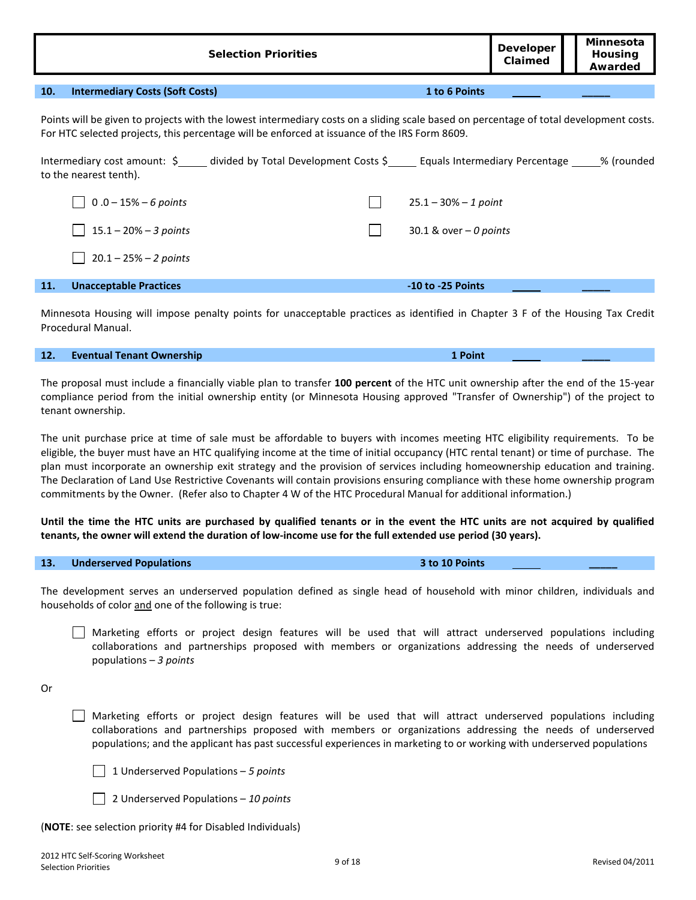| Selection Priorities | Developer Claimed | Minnesota Housing Awarded |
|---|---|---|

## 10. Intermediary Costs (Soft Costs) — 1 to 6 Points _____ _____

Points will be given to projects with the lowest intermediary costs on a sliding scale based on percentage of total development costs. For HTC selected projects, this percentage will be enforced at issuance of the IRS Form 8609.

Intermediary cost amount: $_____ divided by Total Development Costs $_____ Equals Intermediary Percentage _____% (rounded to the nearest tenth).

- ☐ 0 .0 – 15% – *6 points*
- ☐ 15.1 – 20% – *3 points*
- ☐ 20.1 – 25% – *2 points*
- ☐ 25.1 – 30% – *1 point*
- ☐ 30.1 & over – *0 points*

## 11. Unacceptable Practices — -10 to -25 Points _____ _____

Minnesota Housing will impose penalty points for unacceptable practices as identified in Chapter 3 F of the Housing Tax Credit Procedural Manual.

## 12. Eventual Tenant Ownership — 1 Point _____ _____

The proposal must include a financially viable plan to transfer **100 percent** of the HTC unit ownership after the end of the 15-year compliance period from the initial ownership entity (or Minnesota Housing approved "Transfer of Ownership") of the project to tenant ownership.

The unit purchase price at time of sale must be affordable to buyers with incomes meeting HTC eligibility requirements. To be eligible, the buyer must have an HTC qualifying income at the time of initial occupancy (HTC rental tenant) or time of purchase. The plan must incorporate an ownership exit strategy and the provision of services including homeownership education and training. The Declaration of Land Use Restrictive Covenants will contain provisions ensuring compliance with these home ownership program commitments by the Owner. (Refer also to Chapter 4 W of the HTC Procedural Manual for additional information.)

**Until the time the HTC units are purchased by qualified tenants or in the event the HTC units are not acquired by qualified tenants, the owner will extend the duration of low-income use for the full extended use period (30 years).**

## 13. Underserved Populations — 3 to 10 Points _____ _____

The development serves an underserved population defined as single head of household with minor children, individuals and households of color and one of the following is true:

- ☐ Marketing efforts or project design features will be used that will attract underserved populations including collaborations and partnerships proposed with members or organizations addressing the needs of underserved populations – *3 points*

Or

- ☐ Marketing efforts or project design features will be used that will attract underserved populations including collaborations and partnerships proposed with members or organizations addressing the needs of underserved populations; and the applicant has past successful experiences in marketing to or working with underserved populations
  - ☐ 1 Underserved Populations – *5 points*
  - ☐ 2 Underserved Populations – *10 points*

(**NOTE**: see selection priority #4 for Disabled Individuals)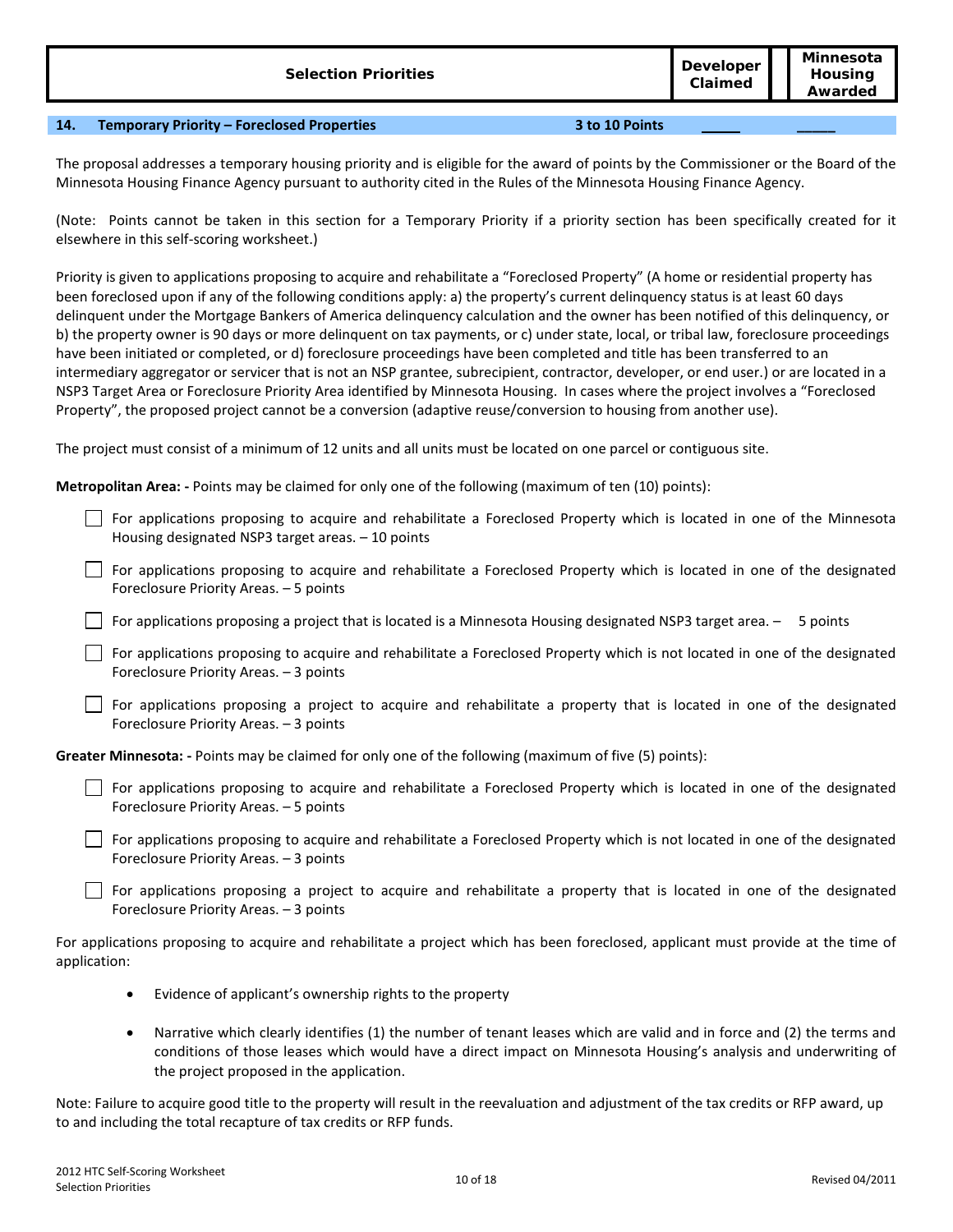| Selection Priorities | Developer Claimed | Minnesota Housing Awarded |
|---|---|---|

**14. Temporary Priority – Foreclosed Properties** **3 to 10 Points** _____ _____

The proposal addresses a temporary housing priority and is eligible for the award of points by the Commissioner or the Board of the Minnesota Housing Finance Agency pursuant to authority cited in the Rules of the Minnesota Housing Finance Agency.

(Note: Points cannot be taken in this section for a Temporary Priority if a priority section has been specifically created for it elsewhere in this self-scoring worksheet.)

Priority is given to applications proposing to acquire and rehabilitate a "Foreclosed Property" (A home or residential property has been foreclosed upon if any of the following conditions apply: a) the property's current delinquency status is at least 60 days delinquent under the Mortgage Bankers of America delinquency calculation and the owner has been notified of this delinquency, or b) the property owner is 90 days or more delinquent on tax payments, or c) under state, local, or tribal law, foreclosure proceedings have been initiated or completed, or d) foreclosure proceedings have been completed and title has been transferred to an intermediary aggregator or servicer that is not an NSP grantee, subrecipient, contractor, developer, or end user.) or are located in a NSP3 Target Area or Foreclosure Priority Area identified by Minnesota Housing. In cases where the project involves a "Foreclosed Property", the proposed project cannot be a conversion (adaptive reuse/conversion to housing from another use).

The project must consist of a minimum of 12 units and all units must be located on one parcel or contiguous site.

**Metropolitan Area: -** Points may be claimed for only one of the following (maximum of ten (10) points):

- ☐ For applications proposing to acquire and rehabilitate a Foreclosed Property which is located in one of the Minnesota Housing designated NSP3 target areas. – 10 points
- ☐ For applications proposing to acquire and rehabilitate a Foreclosed Property which is located in one of the designated Foreclosure Priority Areas. – 5 points
- ☐ For applications proposing a project that is located is a Minnesota Housing designated NSP3 target area. – 5 points
- ☐ For applications proposing to acquire and rehabilitate a Foreclosed Property which is not located in one of the designated Foreclosure Priority Areas. – 3 points
- ☐ For applications proposing a project to acquire and rehabilitate a property that is located in one of the designated Foreclosure Priority Areas. – 3 points

**Greater Minnesota: -** Points may be claimed for only one of the following (maximum of five (5) points):

- ☐ For applications proposing to acquire and rehabilitate a Foreclosed Property which is located in one of the designated Foreclosure Priority Areas. – 5 points
- ☐ For applications proposing to acquire and rehabilitate a Foreclosed Property which is not located in one of the designated Foreclosure Priority Areas. – 3 points
- ☐ For applications proposing a project to acquire and rehabilitate a property that is located in one of the designated Foreclosure Priority Areas. – 3 points

For applications proposing to acquire and rehabilitate a project which has been foreclosed, applicant must provide at the time of application:

- Evidence of applicant's ownership rights to the property
- Narrative which clearly identifies (1) the number of tenant leases which are valid and in force and (2) the terms and conditions of those leases which would have a direct impact on Minnesota Housing's analysis and underwriting of the project proposed in the application.

Note: Failure to acquire good title to the property will result in the reevaluation and adjustment of the tax credits or RFP award, up to and including the total recapture of tax credits or RFP funds.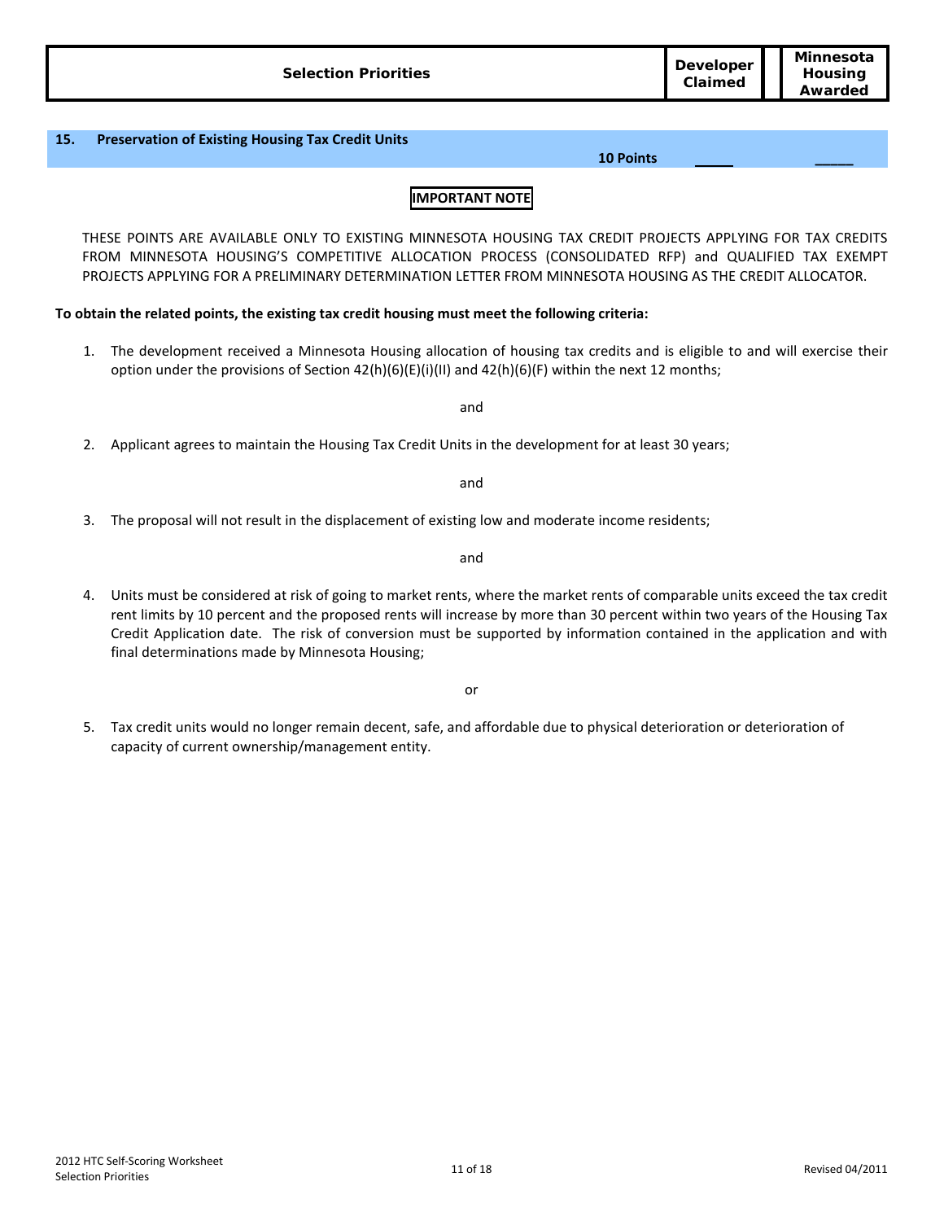| Selection Priorities | Developer Claimed | Minnesota Housing Awarded |
|---|---|---|

## 15. Preservation of Existing Housing Tax Credit Units

| | | | |
|---|---|---|---|
| | 10 Points | _____ | _____ |

**IMPORTANT NOTE**

THESE POINTS ARE AVAILABLE ONLY TO EXISTING MINNESOTA HOUSING TAX CREDIT PROJECTS APPLYING FOR TAX CREDITS FROM MINNESOTA HOUSING'S COMPETITIVE ALLOCATION PROCESS (CONSOLIDATED RFP) and QUALIFIED TAX EXEMPT PROJECTS APPLYING FOR A PRELIMINARY DETERMINATION LETTER FROM MINNESOTA HOUSING AS THE CREDIT ALLOCATOR.

**To obtain the related points, the existing tax credit housing must meet the following criteria:**

1. The development received a Minnesota Housing allocation of housing tax credits and is eligible to and will exercise their option under the provisions of Section 42(h)(6)(E)(i)(II) and 42(h)(6)(F) within the next 12 months;

   and

2. Applicant agrees to maintain the Housing Tax Credit Units in the development for at least 30 years;

   and

3. The proposal will not result in the displacement of existing low and moderate income residents;

   and

4. Units must be considered at risk of going to market rents, where the market rents of comparable units exceed the tax credit rent limits by 10 percent and the proposed rents will increase by more than 30 percent within two years of the Housing Tax Credit Application date. The risk of conversion must be supported by information contained in the application and with final determinations made by Minnesota Housing;

   or

5. Tax credit units would no longer remain decent, safe, and affordable due to physical deterioration or deterioration of capacity of current ownership/management entity.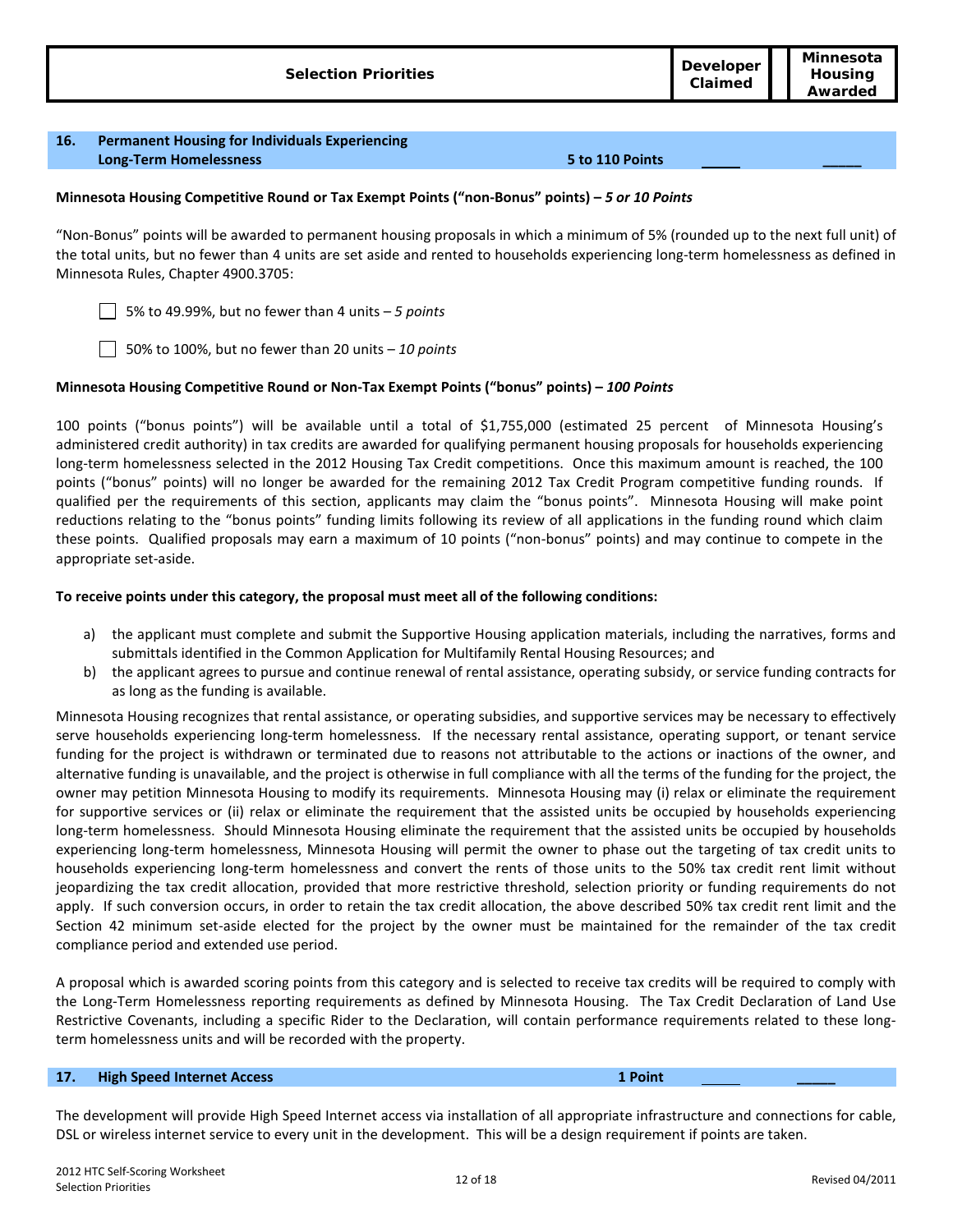| Selection Priorities | Developer Claimed | Minnesota Housing Awarded |
|---|---|---|

## 16. Permanent Housing for Individuals Experiencing Long-Term Homelessness — 5 to 110 Points _____ _____

**Minnesota Housing Competitive Round or Tax Exempt Points ("non-Bonus" points) –** ***5 or 10 Points***

"Non-Bonus" points will be awarded to permanent housing proposals in which a minimum of 5% (rounded up to the next full unit) of the total units, but no fewer than 4 units are set aside and rented to households experiencing long-term homelessness as defined in Minnesota Rules, Chapter 4900.3705:

- ☐ 5% to 49.99%, but no fewer than 4 units – *5 points*
- ☐ 50% to 100%, but no fewer than 20 units – *10 points*

**Minnesota Housing Competitive Round or Non-Tax Exempt Points ("bonus" points) –** ***100 Points***

100 points ("bonus points") will be available until a total of $1,755,000 (estimated 25 percent of Minnesota Housing's administered credit authority) in tax credits are awarded for qualifying permanent housing proposals for households experiencing long-term homelessness selected in the 2012 Housing Tax Credit competitions. Once this maximum amount is reached, the 100 points ("bonus" points) will no longer be awarded for the remaining 2012 Tax Credit Program competitive funding rounds. If qualified per the requirements of this section, applicants may claim the "bonus points". Minnesota Housing will make point reductions relating to the "bonus points" funding limits following its review of all applications in the funding round which claim these points. Qualified proposals may earn a maximum of 10 points ("non-bonus" points) and may continue to compete in the appropriate set-aside.

**To receive points under this category, the proposal must meet all of the following conditions:**

a) the applicant must complete and submit the Supportive Housing application materials, including the narratives, forms and submittals identified in the Common Application for Multifamily Rental Housing Resources; and
b) the applicant agrees to pursue and continue renewal of rental assistance, operating subsidy, or service funding contracts for as long as the funding is available.

Minnesota Housing recognizes that rental assistance, or operating subsidies, and supportive services may be necessary to effectively serve households experiencing long-term homelessness. If the necessary rental assistance, operating support, or tenant service funding for the project is withdrawn or terminated due to reasons not attributable to the actions or inactions of the owner, and alternative funding is unavailable, and the project is otherwise in full compliance with all the terms of the funding for the project, the owner may petition Minnesota Housing to modify its requirements. Minnesota Housing may (i) relax or eliminate the requirement for supportive services or (ii) relax or eliminate the requirement that the assisted units be occupied by households experiencing long-term homelessness. Should Minnesota Housing eliminate the requirement that the assisted units be occupied by households experiencing long-term homelessness, Minnesota Housing will permit the owner to phase out the targeting of tax credit units to households experiencing long-term homelessness and convert the rents of those units to the 50% tax credit rent limit without jeopardizing the tax credit allocation, provided that more restrictive threshold, selection priority or funding requirements do not apply. If such conversion occurs, in order to retain the tax credit allocation, the above described 50% tax credit rent limit and the Section 42 minimum set-aside elected for the project by the owner must be maintained for the remainder of the tax credit compliance period and extended use period.

A proposal which is awarded scoring points from this category and is selected to receive tax credits will be required to comply with the Long-Term Homelessness reporting requirements as defined by Minnesota Housing. The Tax Credit Declaration of Land Use Restrictive Covenants, including a specific Rider to the Declaration, will contain performance requirements related to these long-term homelessness units and will be recorded with the property.

## 17. High Speed Internet Access — 1 Point _____ _____

The development will provide High Speed Internet access via installation of all appropriate infrastructure and connections for cable, DSL or wireless internet service to every unit in the development. This will be a design requirement if points are taken.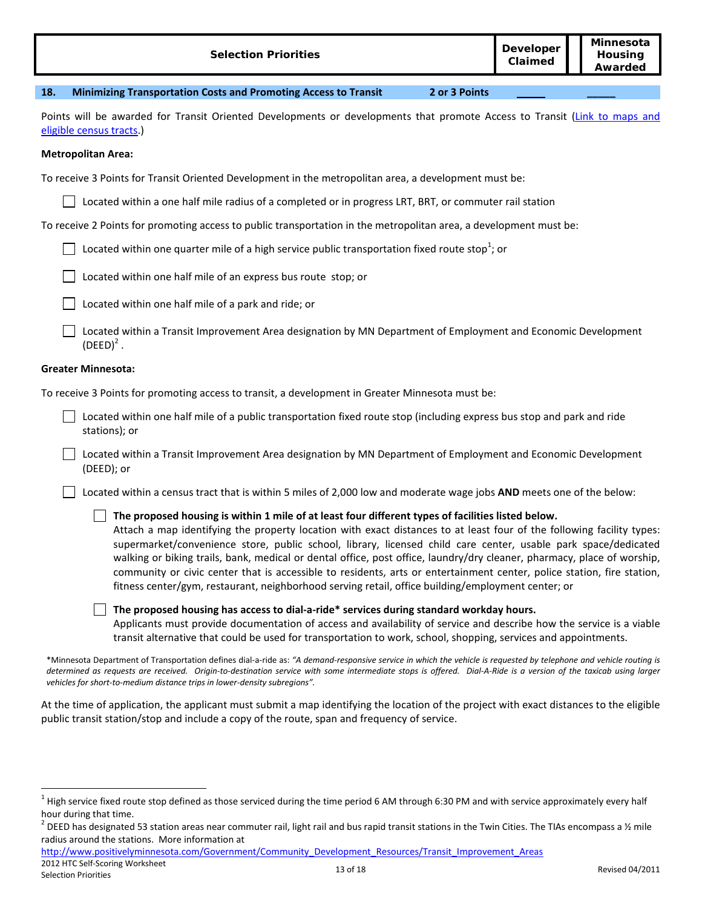| Selection Priorities | Developer Claimed | Minnesota Housing Awarded |
|---|---|---|

**18. Minimizing Transportation Costs and Promoting Access to Transit 2 or 3 Points _____ _____**

Points will be awarded for Transit Oriented Developments or developments that promote Access to Transit (Link to maps and eligible census tracts.)

**Metropolitan Area:**

To receive 3 Points for Transit Oriented Development in the metropolitan area, a development must be:

- ☐ Located within a one half mile radius of a completed or in progress LRT, BRT, or commuter rail station

To receive 2 Points for promoting access to public transportation in the metropolitan area, a development must be:

- ☐ Located within one quarter mile of a high service public transportation fixed route stop[1]; or
- ☐ Located within one half mile of an express bus route stop; or
- ☐ Located within one half mile of a park and ride; or
- ☐ Located within a Transit Improvement Area designation by MN Department of Employment and Economic Development (DEED)[2] .

**Greater Minnesota:**

To receive 3 Points for promoting access to transit, a development in Greater Minnesota must be:

- ☐ Located within one half mile of a public transportation fixed route stop (including express bus stop and park and ride stations); or
- ☐ Located within a Transit Improvement Area designation by MN Department of Employment and Economic Development (DEED); or
- ☐ Located within a census tract that is within 5 miles of 2,000 low and moderate wage jobs **AND** meets one of the below:
  - ☐ **The proposed housing is within 1 mile of at least four different types of facilities listed below.** Attach a map identifying the property location with exact distances to at least four of the following facility types: supermarket/convenience store, public school, library, licensed child care center, usable park space/dedicated walking or biking trails, bank, medical or dental office, post office, laundry/dry cleaner, pharmacy, place of worship, community or civic center that is accessible to residents, arts or entertainment center, police station, fire station, fitness center/gym, restaurant, neighborhood serving retail, office building/employment center; or
  - ☐ **The proposed housing has access to dial-a-ride* services during standard workday hours.** Applicants must provide documentation of access and availability of service and describe how the service is a viable transit alternative that could be used for transportation to work, school, shopping, services and appointments.

*Minnesota Department of Transportation defines dial-a-ride as: *"A demand-responsive service in which the vehicle is requested by telephone and vehicle routing is determined as requests are received. Origin-to-destination service with some intermediate stops is offered. Dial-A-Ride is a version of the taxicab using larger vehicles for short-to-medium distance trips in lower-density subregions".*

At the time of application, the applicant must submit a map identifying the location of the project with exact distances to the eligible public transit station/stop and include a copy of the route, span and frequency of service.

---

[1] High service fixed route stop defined as those serviced during the time period 6 AM through 6:30 PM and with service approximately every half hour during that time.

[2] DEED has designated 53 station areas near commuter rail, light rail and bus rapid transit stations in the Twin Cities. The TIAs encompass a ½ mile radius around the stations. More information at http://www.positivelyminnesota.com/Government/Community_Development_Resources/Transit_Improvement_Areas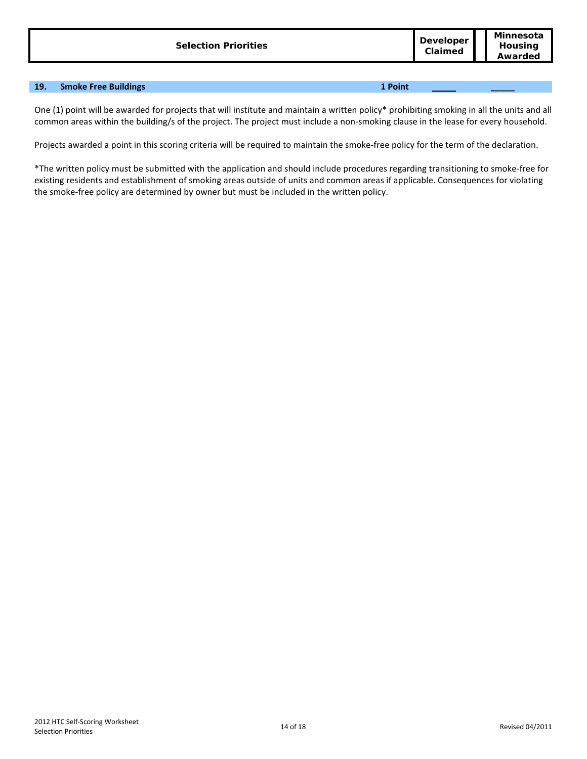| Selection Priorities | Developer Claimed | Minnesota Housing Awarded |
|---|---|---|

| **19.** | **Smoke Free Buildings** | **1 Point** | _____ | _____ |
|---|---|---|---|---|

One (1) point will be awarded for projects that will institute and maintain a written policy* prohibiting smoking in all the units and all common areas within the building/s of the project. The project must include a non-smoking clause in the lease for every household.

Projects awarded a point in this scoring criteria will be required to maintain the smoke-free policy for the term of the declaration.

*The written policy must be submitted with the application and should include procedures regarding transitioning to smoke-free for existing residents and establishment of smoking areas outside of units and common areas if applicable. Consequences for violating the smoke-free policy are determined by owner but must be included in the written policy.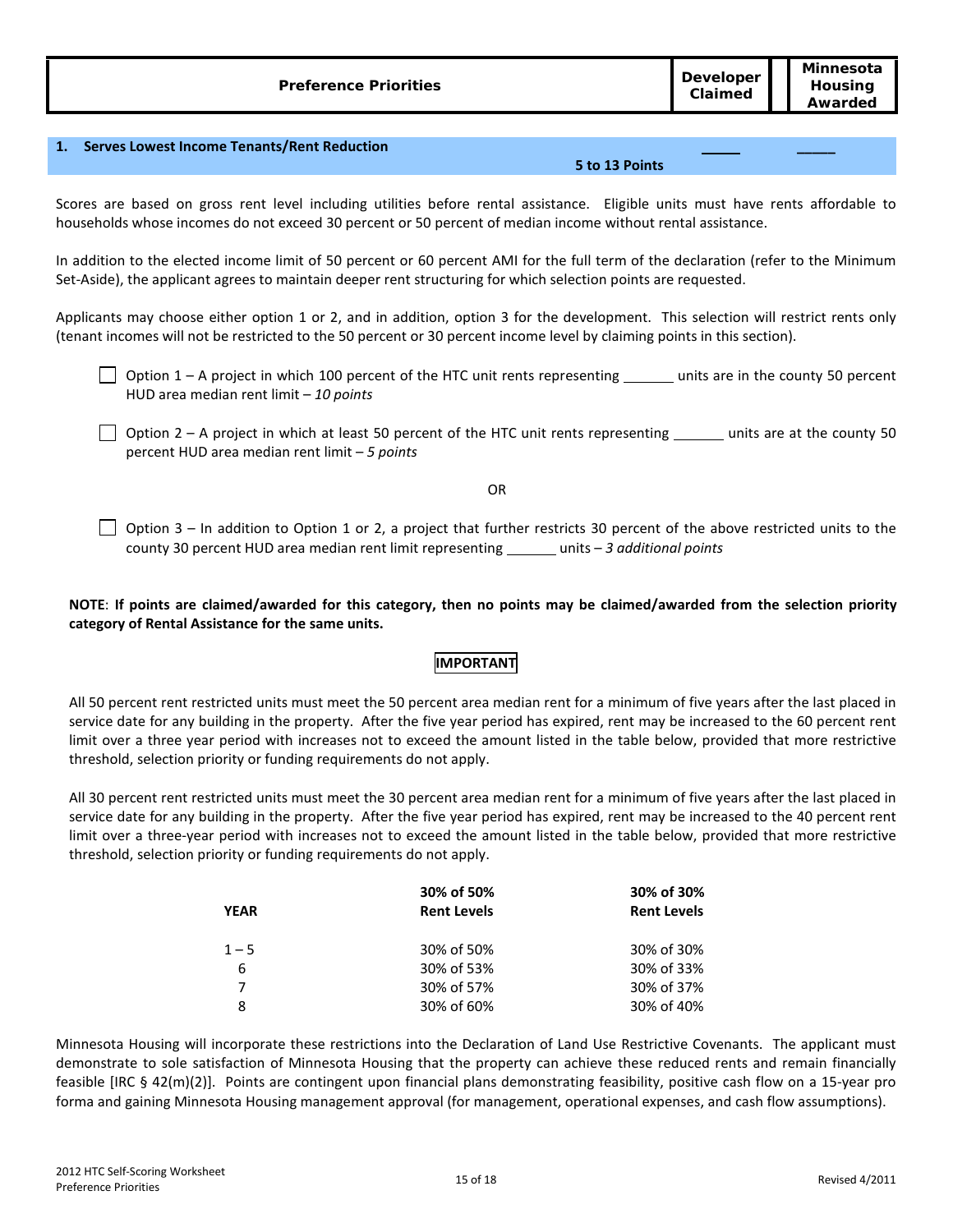| Preference Priorities | Developer Claimed | Minnesota Housing Awarded |
|---|---|---|

**1. Serves Lowest Income Tenants/Rent Reduction** **5 to 13 Points** _____ _____

Scores are based on gross rent level including utilities before rental assistance. Eligible units must have rents affordable to households whose incomes do not exceed 30 percent or 50 percent of median income without rental assistance.

In addition to the elected income limit of 50 percent or 60 percent AMI for the full term of the declaration (refer to the Minimum Set-Aside), the applicant agrees to maintain deeper rent structuring for which selection points are requested.

Applicants may choose either option 1 or 2, and in addition, option 3 for the development. This selection will restrict rents only (tenant incomes will not be restricted to the 50 percent or 30 percent income level by claiming points in this section).

☐ Option 1 – A project in which 100 percent of the HTC unit rents representing _______ units are in the county 50 percent HUD area median rent limit – *10 points*

☐ Option 2 – A project in which at least 50 percent of the HTC unit rents representing _______ units are at the county 50 percent HUD area median rent limit – *5 points*

OR

☐ Option 3 – In addition to Option 1 or 2, a project that further restricts 30 percent of the above restricted units to the county 30 percent HUD area median rent limit representing _______ units – *3 additional points*

**NOTE**: **If points are claimed/awarded for this category, then no points may be claimed/awarded from the selection priority category of Rental Assistance for the same units.**

**IMPORTANT**

All 50 percent rent restricted units must meet the 50 percent area median rent for a minimum of five years after the last placed in service date for any building in the property. After the five year period has expired, rent may be increased to the 60 percent rent limit over a three year period with increases not to exceed the amount listed in the table below, provided that more restrictive threshold, selection priority or funding requirements do not apply.

All 30 percent rent restricted units must meet the 30 percent area median rent for a minimum of five years after the last placed in service date for any building in the property. After the five year period has expired, rent may be increased to the 40 percent rent limit over a three-year period with increases not to exceed the amount listed in the table below, provided that more restrictive threshold, selection priority or funding requirements do not apply.

| YEAR | 30% of 50% Rent Levels | 30% of 30% Rent Levels |
|---|---|---|
| 1 – 5 | 30% of 50% | 30% of 30% |
| 6 | 30% of 53% | 30% of 33% |
| 7 | 30% of 57% | 30% of 37% |
| 8 | 30% of 60% | 30% of 40% |

Minnesota Housing will incorporate these restrictions into the Declaration of Land Use Restrictive Covenants. The applicant must demonstrate to sole satisfaction of Minnesota Housing that the property can achieve these reduced rents and remain financially feasible [IRC § 42(m)(2)]. Points are contingent upon financial plans demonstrating feasibility, positive cash flow on a 15-year pro forma and gaining Minnesota Housing management approval (for management, operational expenses, and cash flow assumptions).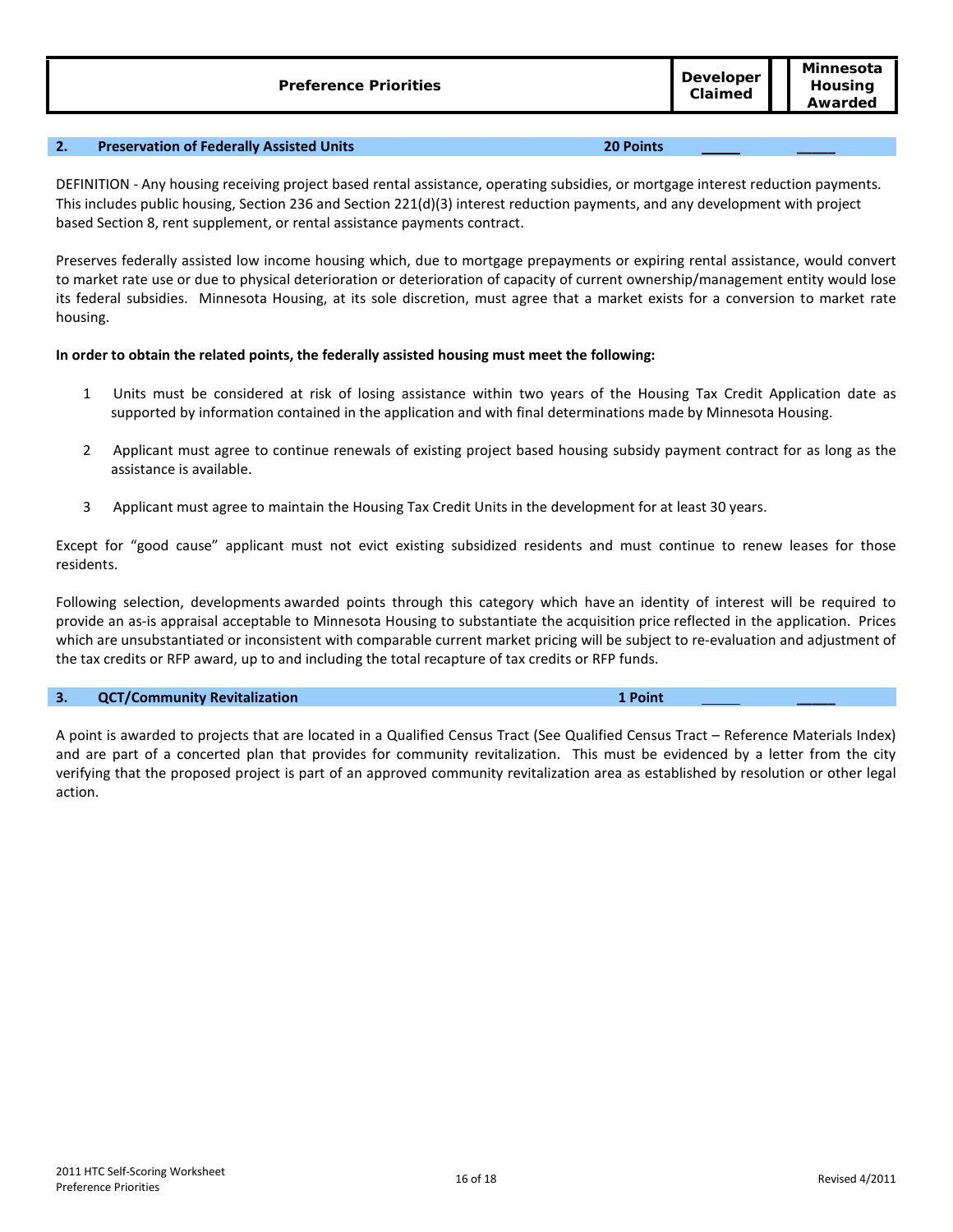| Preference Priorities | Developer Claimed | Minnesota Housing Awarded |
|---|---|---|
| **2. Preservation of Federally Assisted Units** — **20 Points** | _____ | _____ |

DEFINITION - Any housing receiving project based rental assistance, operating subsidies, or mortgage interest reduction payments. This includes public housing, Section 236 and Section 221(d)(3) interest reduction payments, and any development with project based Section 8, rent supplement, or rental assistance payments contract.

Preserves federally assisted low income housing which, due to mortgage prepayments or expiring rental assistance, would convert to market rate use or due to physical deterioration or deterioration of capacity of current ownership/management entity would lose its federal subsidies. Minnesota Housing, at its sole discretion, must agree that a market exists for a conversion to market rate housing.

**In order to obtain the related points, the federally assisted housing must meet the following:**

1. Units must be considered at risk of losing assistance within two years of the Housing Tax Credit Application date as supported by information contained in the application and with final determinations made by Minnesota Housing.
2. Applicant must agree to continue renewals of existing project based housing subsidy payment contract for as long as the assistance is available.
3. Applicant must agree to maintain the Housing Tax Credit Units in the development for at least 30 years.

Except for "good cause" applicant must not evict existing subsidized residents and must continue to renew leases for those residents.

Following selection, developments awarded points through this category which have an identity of interest will be required to provide an as-is appraisal acceptable to Minnesota Housing to substantiate the acquisition price reflected in the application. Prices which are unsubstantiated or inconsistent with comparable current market pricing will be subject to re-evaluation and adjustment of the tax credits or RFP award, up to and including the total recapture of tax credits or RFP funds.

| | Developer Claimed | Minnesota Housing Awarded |
|---|---|---|
| **3. QCT/Community Revitalization** — **1 Point** | _____ | _____ |

A point is awarded to projects that are located in a Qualified Census Tract (See Qualified Census Tract – Reference Materials Index) and are part of a concerted plan that provides for community revitalization. This must be evidenced by a letter from the city verifying that the proposed project is part of an approved community revitalization area as established by resolution or other legal action.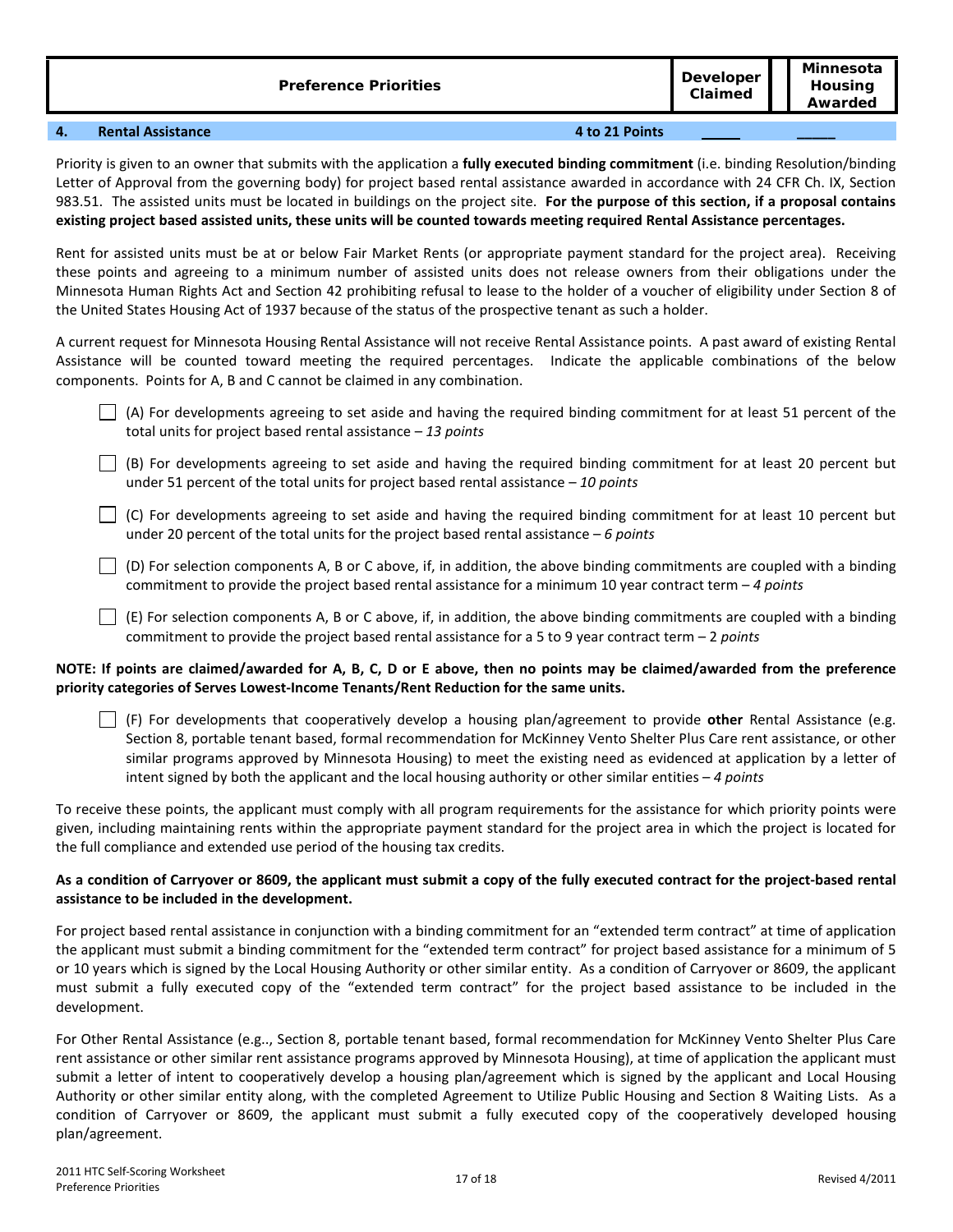| Preference Priorities | Developer Claimed | Minnesota Housing Awarded |
|---|---|---|

| **4.** | **Rental Assistance** | **4 to 21 Points** | _____ | _____ |
|---|---|---|---|---|

Priority is given to an owner that submits with the application a **fully executed binding commitment** (i.e. binding Resolution/binding Letter of Approval from the governing body) for project based rental assistance awarded in accordance with 24 CFR Ch. IX, Section 983.51. The assisted units must be located in buildings on the project site. **For the purpose of this section, if a proposal contains existing project based assisted units, these units will be counted towards meeting required Rental Assistance percentages.**

Rent for assisted units must be at or below Fair Market Rents (or appropriate payment standard for the project area). Receiving these points and agreeing to a minimum number of assisted units does not release owners from their obligations under the Minnesota Human Rights Act and Section 42 prohibiting refusal to lease to the holder of a voucher of eligibility under Section 8 of the United States Housing Act of 1937 because of the status of the prospective tenant as such a holder.

A current request for Minnesota Housing Rental Assistance will not receive Rental Assistance points. A past award of existing Rental Assistance will be counted toward meeting the required percentages. Indicate the applicable combinations of the below components. Points for A, B and C cannot be claimed in any combination.

- ☐ (A) For developments agreeing to set aside and having the required binding commitment for at least 51 percent of the total units for project based rental assistance – *13 points*
- ☐ (B) For developments agreeing to set aside and having the required binding commitment for at least 20 percent but under 51 percent of the total units for project based rental assistance – *10 points*
- ☐ (C) For developments agreeing to set aside and having the required binding commitment for at least 10 percent but under 20 percent of the total units for the project based rental assistance – *6 points*
- ☐ (D) For selection components A, B or C above, if, in addition, the above binding commitments are coupled with a binding commitment to provide the project based rental assistance for a minimum 10 year contract term – *4 points*
- ☐ (E) For selection components A, B or C above, if, in addition, the above binding commitments are coupled with a binding commitment to provide the project based rental assistance for a 5 to 9 year contract term – 2 *points*

**NOTE: If points are claimed/awarded for A, B, C, D or E above, then no points may be claimed/awarded from the preference priority categories of Serves Lowest-Income Tenants/Rent Reduction for the same units.**

- ☐ (F) For developments that cooperatively develop a housing plan/agreement to provide **other** Rental Assistance (e.g. Section 8, portable tenant based, formal recommendation for McKinney Vento Shelter Plus Care rent assistance, or other similar programs approved by Minnesota Housing) to meet the existing need as evidenced at application by a letter of intent signed by both the applicant and the local housing authority or other similar entities – *4 points*

To receive these points, the applicant must comply with all program requirements for the assistance for which priority points were given, including maintaining rents within the appropriate payment standard for the project area in which the project is located for the full compliance and extended use period of the housing tax credits.

**As a condition of Carryover or 8609, the applicant must submit a copy of the fully executed contract for the project-based rental assistance to be included in the development.**

For project based rental assistance in conjunction with a binding commitment for an "extended term contract" at time of application the applicant must submit a binding commitment for the "extended term contract" for project based assistance for a minimum of 5 or 10 years which is signed by the Local Housing Authority or other similar entity. As a condition of Carryover or 8609, the applicant must submit a fully executed copy of the "extended term contract" for the project based assistance to be included in the development.

For Other Rental Assistance (e.g.., Section 8, portable tenant based, formal recommendation for McKinney Vento Shelter Plus Care rent assistance or other similar rent assistance programs approved by Minnesota Housing), at time of application the applicant must submit a letter of intent to cooperatively develop a housing plan/agreement which is signed by the applicant and Local Housing Authority or other similar entity along, with the completed Agreement to Utilize Public Housing and Section 8 Waiting Lists. As a condition of Carryover or 8609, the applicant must submit a fully executed copy of the cooperatively developed housing plan/agreement.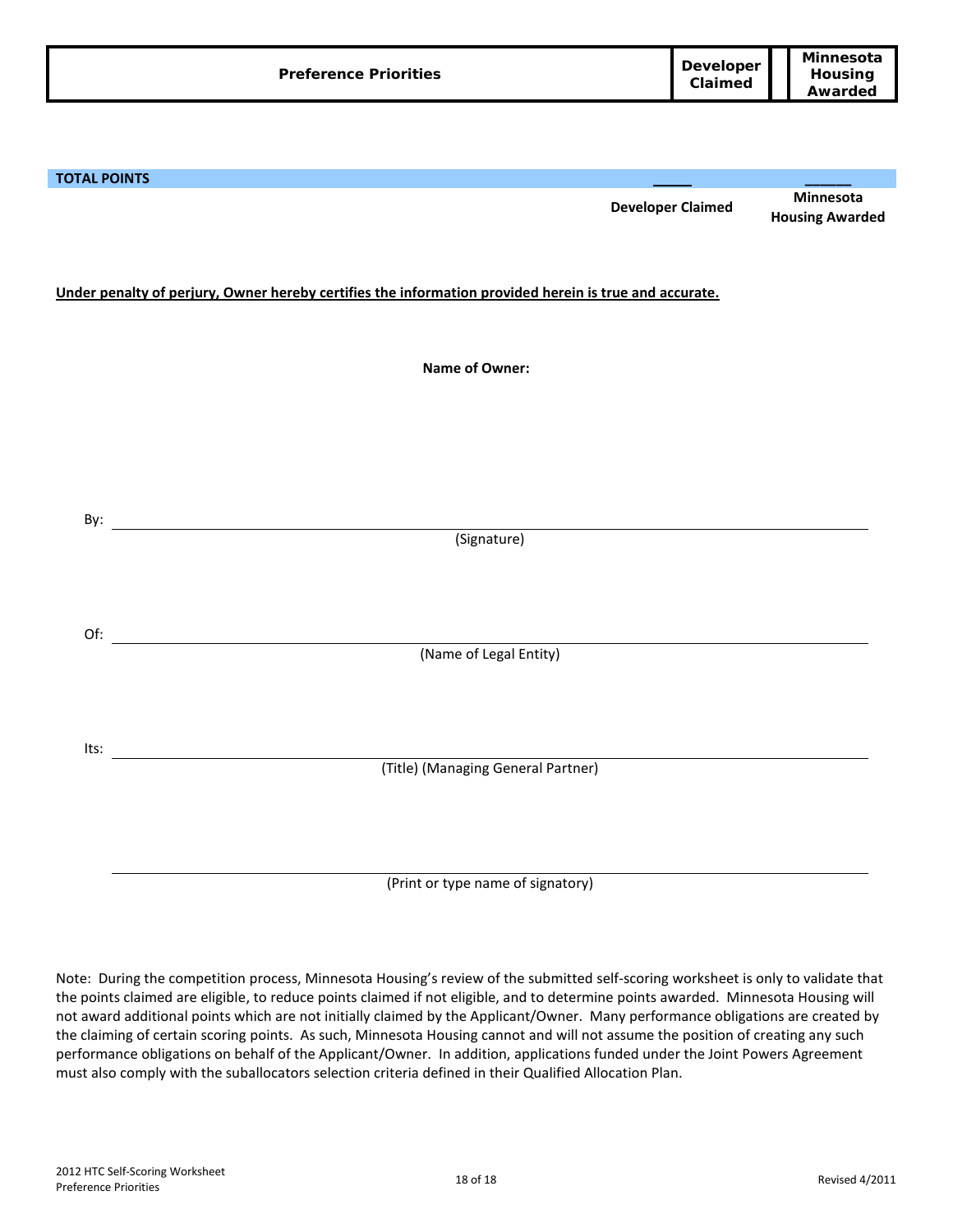| Preference Priorities | Developer Claimed | | Minnesota Housing Awarded |
|---|---|---|---|

| TOTAL POINTS | _____ | ______ |
|---|---|---|
| | Developer Claimed | Minnesota Housing Awarded |

**Under penalty of perjury, Owner hereby certifies the information provided herein is true and accurate.**

**Name of Owner:**

By: ______________________________________________
(Signature)

Of: ______________________________________________
(Name of Legal Entity)

Its: ______________________________________________
(Title) (Managing General Partner)

______________________________________________
(Print or type name of signatory)

Note: During the competition process, Minnesota Housing's review of the submitted self-scoring worksheet is only to validate that the points claimed are eligible, to reduce points claimed if not eligible, and to determine points awarded. Minnesota Housing will not award additional points which are not initially claimed by the Applicant/Owner. Many performance obligations are created by the claiming of certain scoring points. As such, Minnesota Housing cannot and will not assume the position of creating any such performance obligations on behalf of the Applicant/Owner. In addition, applications funded under the Joint Powers Agreement must also comply with the suballocators selection criteria defined in their Qualified Allocation Plan.